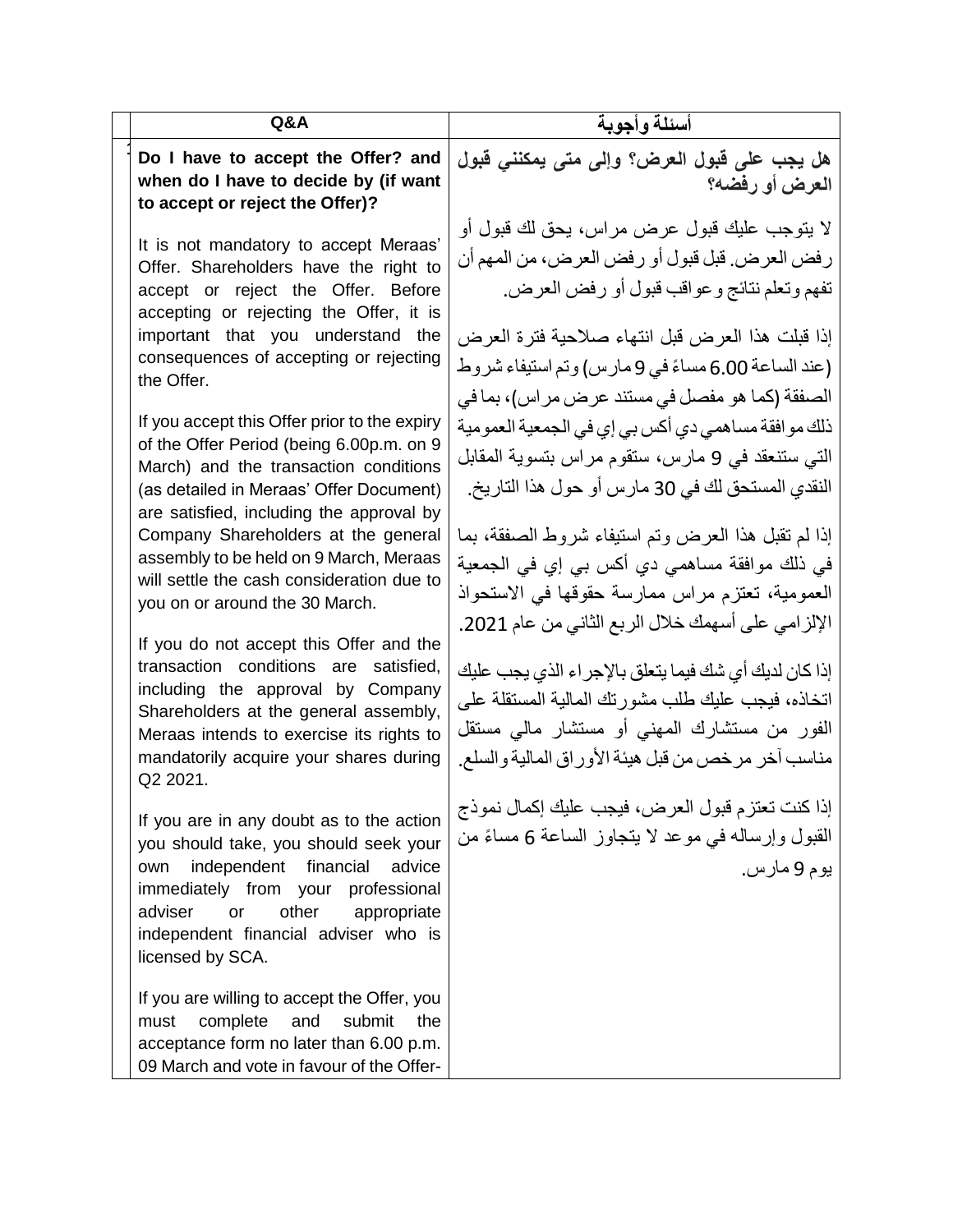| | Q&A | أسئلة وأجوبة |
|---|---|---|
| | **Do I have to accept the Offer? and when do I have to decide by (if want to accept or reject the Offer)?**<br><br>It is not mandatory to accept Meraas' Offer. Shareholders have the right to accept or reject the Offer. Before accepting or rejecting the Offer, it is important that you understand the consequences of accepting or rejecting the Offer.<br><br>If you accept this Offer prior to the expiry of the Offer Period (being 6.00p.m. on 9 March) and the transaction conditions (as detailed in Meraas' Offer Document) are satisfied, including the approval by Company Shareholders at the general assembly to be held on 9 March, Meraas will settle the cash consideration due to you on or around the 30 March.<br><br>If you do not accept this Offer and the transaction conditions are satisfied, including the approval by Company Shareholders at the general assembly, Meraas intends to exercise its rights to mandatorily acquire your shares during Q2 2021.<br><br>If you are in any doubt as to the action you should take, you should seek your own independent financial advice immediately from your professional adviser or other appropriate independent financial adviser who is licensed by SCA.<br><br>If you are willing to accept the Offer, you must complete and submit the acceptance form no later than 6.00 p.m. 09 March and vote in favour of the Offer- | **هل يجب علي قبول العرض؟ وإلى متى يمكنني قبول العرض أو رفضه؟**<br><br>لا يتوجب عليك قبول عرض مراس، يحق لك قبول أو رفض العرض. قبل قبول أو رفض العرض، من المهم أن تفهم وتعلم نتائج وعواقب قبول أو رفض العرض.<br><br>إذا قبلت هذا العرض قبل انتهاء صلاحية فترة العرض (عند الساعة 6.00 مساءً في 9 مارس) وتم استيفاء شروط الصفقة (كما هو مفصل في مستند عرض مراس)، بما في ذلك موافقة مساهمي دي أكس بي إي في الجمعية العمومية التي ستنعقد في 9 مارس، ستقوم مراس بتسوية المقابل النقدي المستحق لك في 30 مارس أو حول هذا التاريخ.<br><br>إذا لم تقبل هذا العرض وتم استيفاء شروط الصفقة، بما في ذلك موافقة مساهمي دي أكس بي إي في الجمعية العمومية، تعتزم مراس ممارسة حقوقها في الاستحواذ الإلزامي على أسهمك خلال الربع الثاني من عام 2021.<br><br>إذا كان لديك أي شك فيما يتعلق بالإجراء الذي يجب عليك اتخاذه، فيجب عليك طلب مشورتك المالية المستقلة على الفور من مستشارك المهني أو مستشار مالي مستقل مناسب آخر مرخص من قبل هيئة الأوراق المالية والسلع.<br><br>إذا كنت تعتزم قبول العرض، فيجب عليك إكمال نموذج القبول وإرساله في موعد لا يتجاوز الساعة 6 مساءً من يوم 9 مارس. |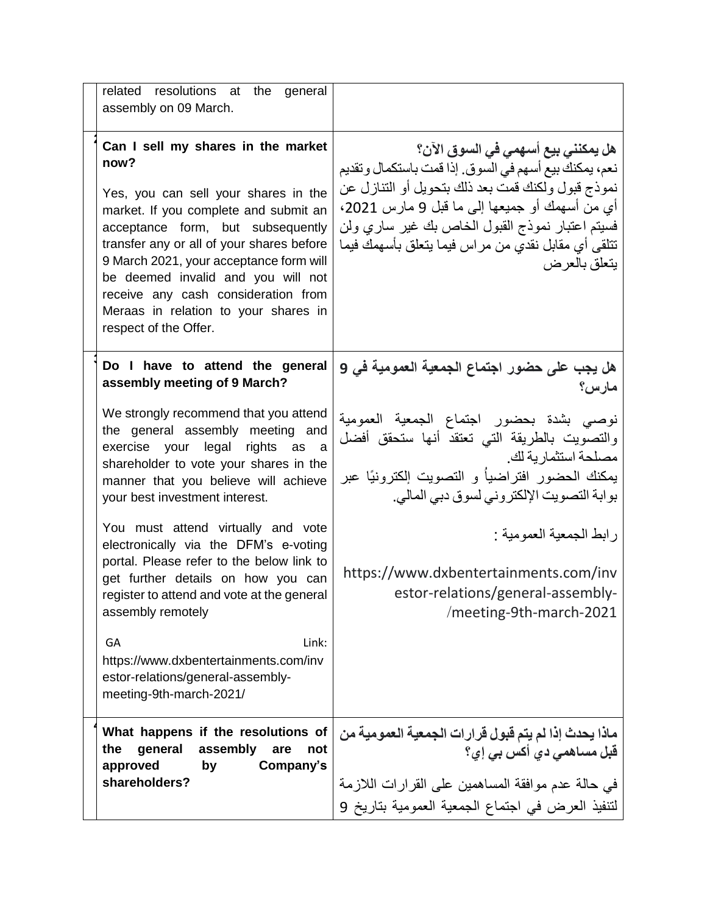| | English | العربية |
|---|---|---|
| | related resolutions at the general assembly on 09 March. | |
| 2 | **Can I sell my shares in the market now?**<br><br>Yes, you can sell your shares in the market. If you complete and submit an acceptance form, but subsequently transfer any or all of your shares before 9 March 2021, your acceptance form will be deemed invalid and you will not receive any cash consideration from Meraas in relation to your shares in respect of the Offer. | **هل يمكنني بيع أسهمي في السوق الآن؟**<br>نعم، يمكنك بيع أسهم في السوق. إذا قمت باستكمال وتقديم نموذج قبول ولكنك قمت بعد ذلك بتحويل أو التنازل عن أي من أسهمك أو جميعها إلى ما قبل 9 مارس 2021، فسيتم اعتبار نموذج القبول الخاص بك غير ساري ولن تتلقى أي مقابل نقدي من مراس فيما يتعلق بأسهمك فيما يتعلق بالعرض |
| 3 | **Do I have to attend the general assembly meeting of 9 March?**<br><br>We strongly recommend that you attend the general assembly meeting and exercise your legal rights as a shareholder to vote your shares in the manner that you believe will achieve your best investment interest.<br><br>You must attend virtually and vote electronically via the DFM's e-voting portal. Please refer to the below link to get further details on how you can register to attend and vote at the general assembly remotely<br><br>GA Link: https://www.dxbentertainments.com/investor-relations/general-assembly-meeting-9th-march-2021/ | **هل يجب على حضور اجتماع الجمعية العمومية في 9 مارس؟**<br><br>نوصي بشدة بحضور اجتماع الجمعية العمومية والتصويت بالطريقة التي تعتقد أنها ستحقق أفضل مصلحة استثمارية لك.<br>يمكنك الحضور افتراضياً و التصويت إلكترونيًا عبر بوابة التصويت الإلكتروني لسوق دبي المالي.<br><br>رابط الجمعية العمومية :<br><br>https://www.dxbentertainments.com/investor-relations/general-assembly-meeting-9th-march-2021/ |
| 4 | **What happens if the resolutions of the general assembly are not approved by Company's shareholders?** | **ماذا يحدث إذا لم يتم قبول قرارات الجمعية العمومية من قبل مساهمي دي أكس بي إي؟**<br><br>في حالة عدم موافقة المساهمين على القرارات اللازمة لتنفيذ العرض في اجتماع الجمعية العمومية بتاريخ 9 |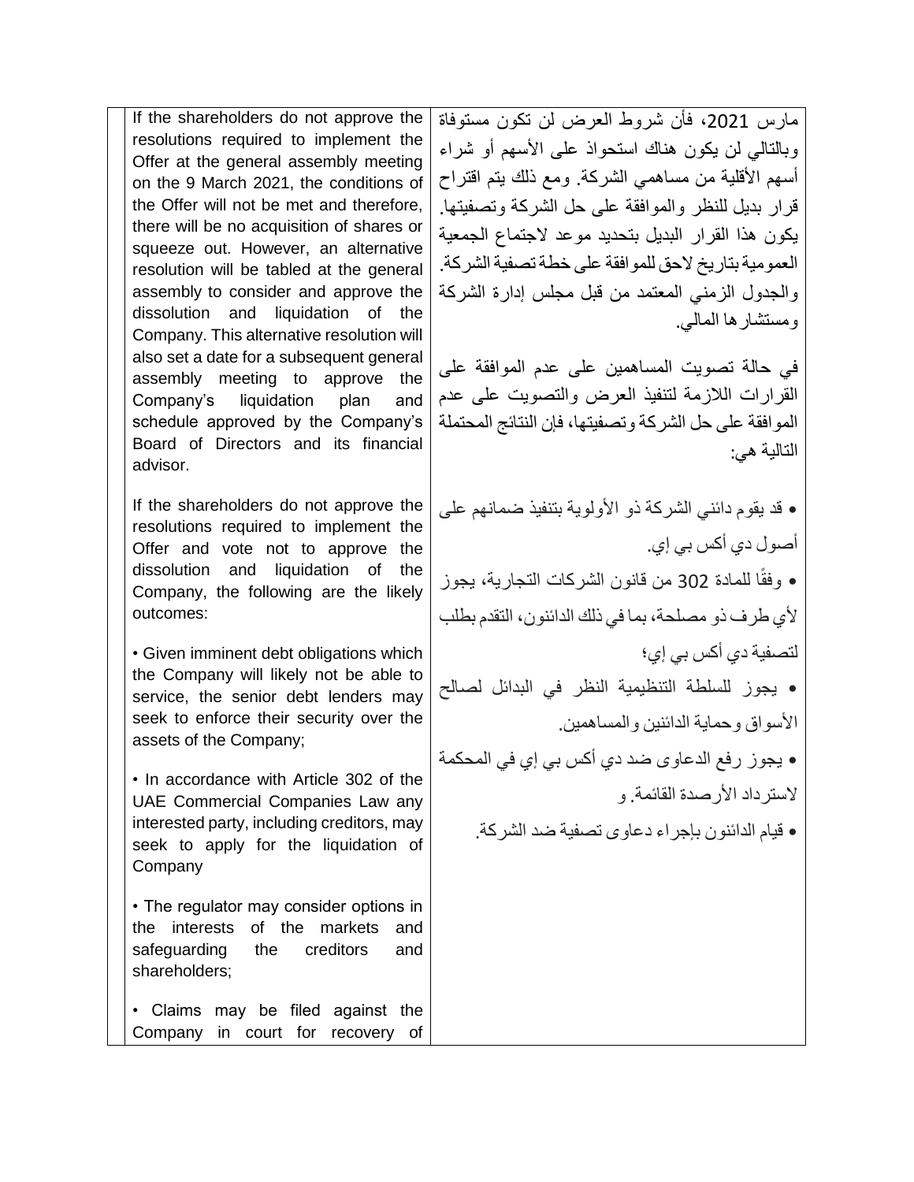| | | |
|---|---|---|
| | If the shareholders do not approve the resolutions required to implement the Offer at the general assembly meeting on the 9 March 2021, the conditions of the Offer will not be met and therefore, there will be no acquisition of shares or squeeze out. However, an alternative resolution will be tabled at the general assembly to consider and approve the dissolution and liquidation of the Company. This alternative resolution will also set a date for a subsequent general assembly meeting to approve the Company's liquidation plan and schedule approved by the Company's Board of Directors and its financial advisor.<br><br>If the shareholders do not approve the resolutions required to implement the Offer and vote not to approve the dissolution and liquidation of the Company, the following are the likely outcomes:<br><br>• Given imminent debt obligations which the Company will likely not be able to service, the senior debt lenders may seek to enforce their security over the assets of the Company;<br><br>• In accordance with Article 302 of the UAE Commercial Companies Law any interested party, including creditors, may seek to apply for the liquidation of Company<br><br>• The regulator may consider options in the interests of the markets and safeguarding the creditors and shareholders;<br><br>• Claims may be filed against the Company in court for recovery of | مارس 2021، فأن شروط العرض لن تكون مستوفاة وبالتالي لن يكون هناك استحواذ على الأسهم أو شراء أسهم الأقلية من مساهمي الشركة. ومع ذلك يتم اقتراح قرار بديل للنظر والموافقة على حل الشركة وتصفيتها. يكون هذا القرار البديل بتحديد موعد لاجتماع الجمعية العمومية بتاريخ لاحق للموافقة على خطة تصفية الشركة. والجدول الزمني المعتمد من قبل مجلس إدارة الشركة ومستشارها المالي.<br><br>في حالة تصويت المساهمين على عدم الموافقة على القرارات اللازمة لتنفيذ العرض والتصويت على عدم الموافقة على حل الشركة وتصفيتها، فإن النتائج المحتملة التالية هي:<br><br>• قد يقوم دائني الشركة ذو الأولوية بتنفيذ ضمانهم على أصول دي أكس بي إي.<br>• وفقًا للمادة 302 من قانون الشركات التجارية، يجوز لأي طرف ذو مصلحة، بما في ذلك الدائنون، التقدم بطلب لتصفية دي أكس بي إي؛<br>• يجوز للسلطة التنظيمية النظر في البدائل لصالح الأسواق وحماية الدائنين والمساهمين.<br>• يجوز رفع الدعاوى ضد دي أكس بي إي في المحكمة لاسترداد الأرصدة القائمة. و<br>• قيام الدائنون بإجراء دعاوى تصفية ضد الشركة. |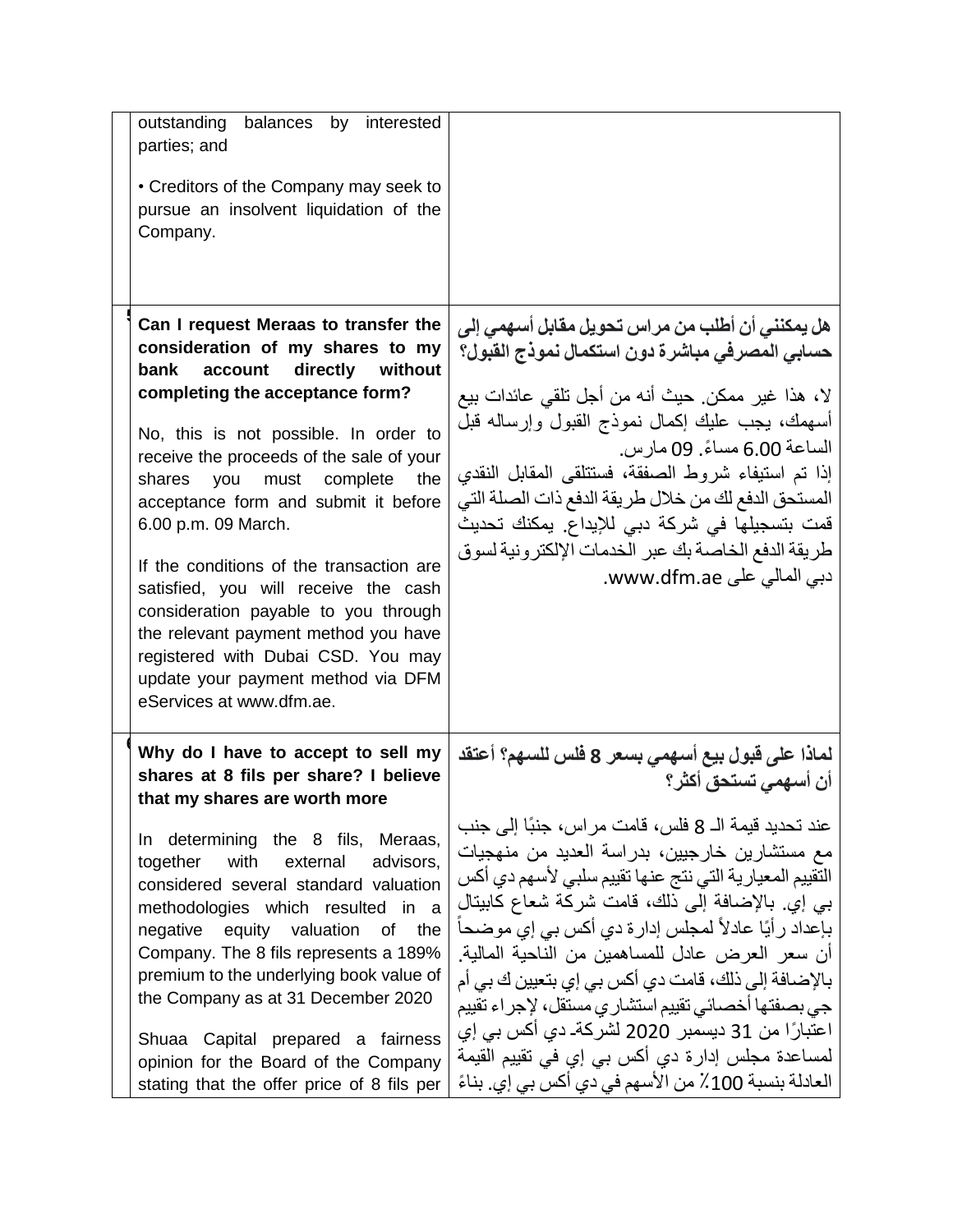| | English | Arabic |
|---|---|---|
| | outstanding balances by interested parties; and<br><br>• Creditors of the Company may seek to pursue an insolvent liquidation of the Company. | |
| 5 | **Can I request Meraas to transfer the consideration of my shares to my bank account directly without completing the acceptance form?**<br><br>No, this is not possible. In order to receive the proceeds of the sale of your shares you must complete the acceptance form and submit it before 6.00 p.m. 09 March.<br><br>If the conditions of the transaction are satisfied, you will receive the cash consideration payable to you through the relevant payment method you have registered with Dubai CSD. You may update your payment method via DFM eServices at www.dfm.ae. | **هل يمكنني أن أطلب من مراس تحويل مقابل أسهمي إلى حسابي المصرفي مباشرة دون استكمال نموذج القبول؟**<br><br>لا، هذا غير ممكن. حيث أنه من أجل تلقي عائدات بيع أسهمك، يجب عليك إكمال نموذج القبول وإرساله قبل الساعة 6.00 مساءً. 09 مارس.<br>إذا تم استيفاء شروط الصفقة، فستتلقى المقابل النقدي المستحق الدفع لك من خلال طريقة الدفع ذات الصلة التي قمت بتسجيلها في شركة دبي للإيداع. يمكنك تحديث طريقة الدفع الخاصة بك عبر الخدمات الإلكترونية لسوق دبي المالي على www.dfm.ae. |
| 6 | **Why do I have to accept to sell my shares at 8 fils per share? I believe that my shares are worth more**<br><br>In determining the 8 fils, Meraas, together with external advisors, considered several standard valuation methodologies which resulted in a negative equity valuation of the Company. The 8 fils represents a 189% premium to the underlying book value of the Company as at 31 December 2020<br><br>Shuaa Capital prepared a fairness opinion for the Board of the Company stating that the offer price of 8 fils per | **لماذا علي قبول بيع أسهمي بسعر 8 فلس للسهم؟ أعتقد أن أسهمي تستحق أكثر؟**<br><br>عند تحديد قيمة الـ 8 فلس، قامت مراس، جنبًا إلى جنب مع مستشارين خارجيين، بدراسة العديد من منهجيات التقييم المعيارية التي نتج عنها تقييم سلبي لأسهم دي أكس بي إي. بالإضافة إلى ذلك، قامت شركة شعاع كابيتال بإعداد رأيًا عادلاً لمجلس إدارة دي أكس بي إي موضحاً أن سعر العرض عادل للمساهمين من الناحية المالية. بالإضافة إلى ذلك، قامت دي أكس بي إي بتعيين ك بي أم جي بصفتها أخصائي تقييم استشاري مستقل، لإجراء تقييم اعتبارًا من 31 ديسمبر 2020 لشركة دي أكس بي إي لمساعدة مجلس إدارة دي أكس بي إي في تقييم القيمة العادلة بنسبة 100٪ من الأسهم في دي أكس بي إي. بناءً |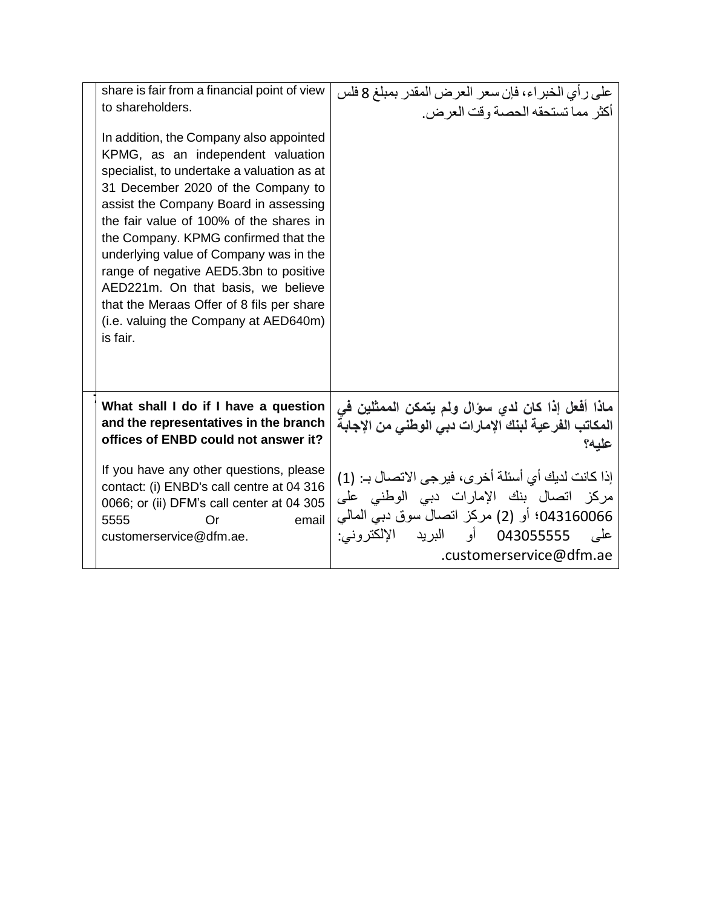| | | |
|---|---|---|
| | share is fair from a financial point of view to shareholders.<br><br>In addition, the Company also appointed KPMG, as an independent valuation specialist, to undertake a valuation as at 31 December 2020 of the Company to assist the Company Board in assessing the fair value of 100% of the shares in the Company. KPMG confirmed that the underlying value of Company was in the range of negative AED5.3bn to positive AED221m. On that basis, we believe that the Meraas Offer of 8 fils per share (i.e. valuing the Company at AED640m) is fair. | على رأي الخبراء، فإن سعر العرض المقدر بمبلغ 8 فلس أكثر مما تستحقه الحصة وقت العرض. |
| | **What shall I do if I have a question and the representatives in the branch offices of ENBD could not answer it?**<br><br>If you have any other questions, please contact: (i) ENBD's call centre at 04 316 0066; or (ii) DFM's call center at 04 305 5555 Or email customerservice@dfm.ae. | **ماذا أفعل إذا كان لدي سؤال ولم يتمكن الممثلين في المكاتب الفرعية لبنك الإمارات دبي الوطني من الإجابة عليه؟**<br><br>إذا كانت لديك أي أسئلة أخرى، فيرجى الاتصال بـ: (1) مركز اتصال بنك الإمارات دبي الوطني على 043160066؛ أو (2) مركز اتصال سوق دبي المالي على 043055555 أو البريد الإلكتروني: customerservice@dfm.ae. |